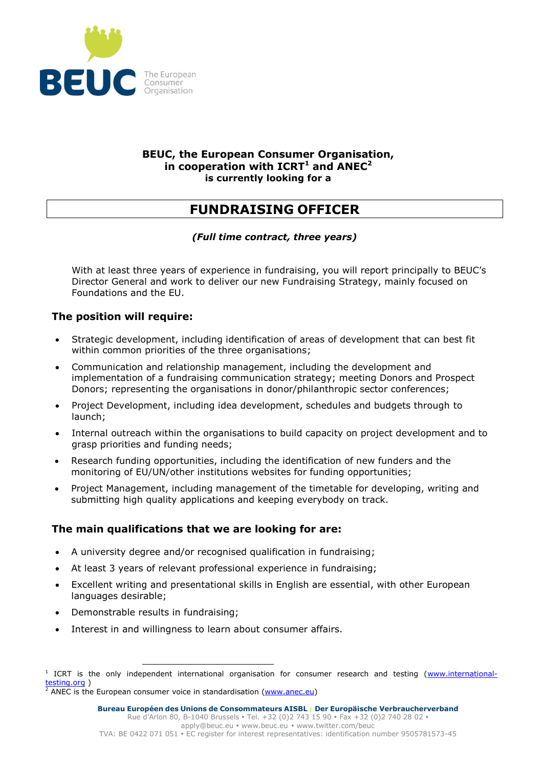BEUC The European Consumer Organisation

**BEUC, the European Consumer Organisation, in cooperation with ICRT[1] and ANEC[2] is currently looking for a**

# FUNDRAISING OFFICER

***(Full time contract, three years)***

With at least three years of experience in fundraising, you will report principally to BEUC's Director General and work to deliver our new Fundraising Strategy, mainly focused on Foundations and the EU.

## The position will require:

- Strategic development, including identification of areas of development that can best fit within common priorities of the three organisations;
- Communication and relationship management, including the development and implementation of a fundraising communication strategy; meeting Donors and Prospect Donors; representing the organisations in donor/philanthropic sector conferences;
- Project Development, including idea development, schedules and budgets through to launch;
- Internal outreach within the organisations to build capacity on project development and to grasp priorities and funding needs;
- Research funding opportunities, including the identification of new funders and the monitoring of EU/UN/other institutions websites for funding opportunities;
- Project Management, including management of the timetable for developing, writing and submitting high quality applications and keeping everybody on track.

## The main qualifications that we are looking for are:

- A university degree and/or recognised qualification in fundraising;
- At least 3 years of relevant professional experience in fundraising;
- Excellent writing and presentational skills in English are essential, with other European languages desirable;
- Demonstrable results in fundraising;
- Interest in and willingness to learn about consumer affairs.

---

[1] ICRT is the only independent international organisation for consumer research and testing (www.international-testing.org )

[2] ANEC is the European consumer voice in standardisation (www.anec.eu)

**Bureau Européen des Unions de Consommateurs AISBL | Der Europäische Verbraucherverband**
Rue d'Arlon 80, B-1040 Brussels • Tel. +32 (0)2 743 15 90 • Fax +32 (0)2 740 28 02 •
apply@beuc.eu • www.beuc.eu • www.twitter.com/beuc
TVA: BE 0422 071 051 • EC register for interest representatives: identification number 9505781573-45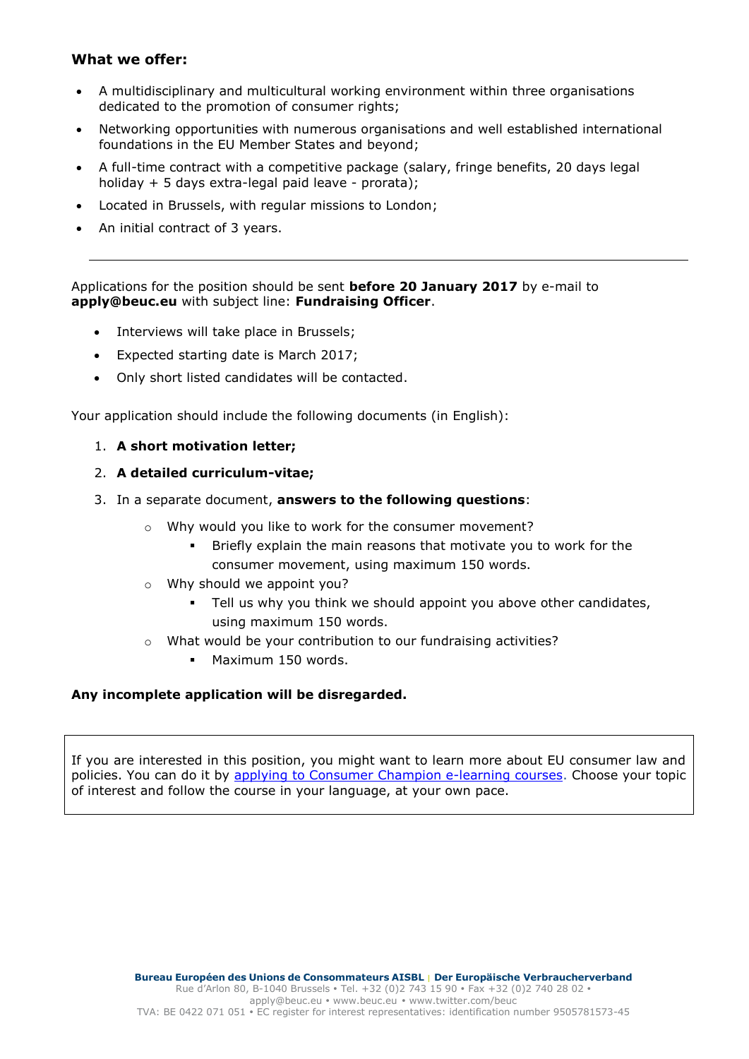### What we offer:

- A multidisciplinary and multicultural working environment within three organisations dedicated to the promotion of consumer rights;
- Networking opportunities with numerous organisations and well established international foundations in the EU Member States and beyond;
- A full-time contract with a competitive package (salary, fringe benefits, 20 days legal holiday + 5 days extra-legal paid leave - prorata);
- Located in Brussels, with regular missions to London;
- An initial contract of 3 years.

---

Applications for the position should be sent **before 20 January 2017** by e-mail to **apply@beuc.eu** with subject line: **Fundraising Officer**.

- Interviews will take place in Brussels;
- Expected starting date is March 2017;
- Only short listed candidates will be contacted.

Your application should include the following documents (in English):

1. **A short motivation letter;**
2. **A detailed curriculum-vitae;**
3. In a separate document, **answers to the following questions**:
   - Why would you like to work for the consumer movement?
     - Briefly explain the main reasons that motivate you to work for the consumer movement, using maximum 150 words.
   - Why should we appoint you?
     - Tell us why you think we should appoint you above other candidates, using maximum 150 words.
   - What would be your contribution to our fundraising activities?
     - Maximum 150 words.

**Any incomplete application will be disregarded.**

> If you are interested in this position, you might want to learn more about EU consumer law and policies. You can do it by applying to Consumer Champion e-learning courses. Choose your topic of interest and follow the course in your language, at your own pace.

**Bureau Européen des Unions de Consommateurs AISBL | Der Europäische Verbraucherverband**
Rue d'Arlon 80, B-1040 Brussels • Tel. +32 (0)2 743 15 90 • Fax +32 (0)2 740 28 02 •
apply@beuc.eu • www.beuc.eu • www.twitter.com/beuc
TVA: BE 0422 071 051 • EC register for interest representatives: identification number 9505781573-45